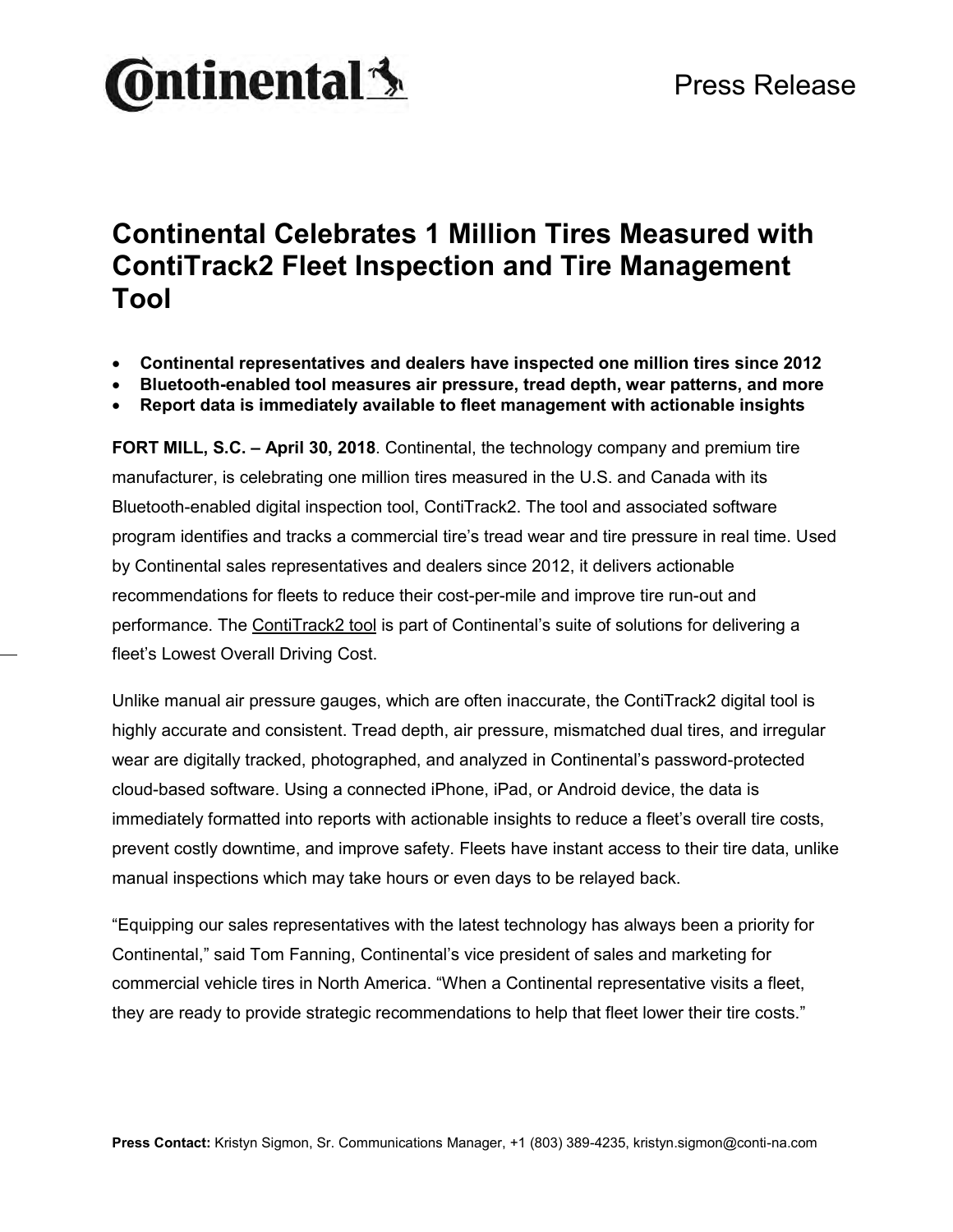Continental

Press Release

# Continental Celebrates 1 Million Tires Measured with ContiTrack2 Fleet Inspection and Tire Management Tool

- **Continental representatives and dealers have inspected one million tires since 2012**
- **Bluetooth-enabled tool measures air pressure, tread depth, wear patterns, and more**
- **Report data is immediately available to fleet management with actionable insights**

**FORT MILL, S.C. – April 30, 2018**. Continental, the technology company and premium tire manufacturer, is celebrating one million tires measured in the U.S. and Canada with its Bluetooth-enabled digital inspection tool, ContiTrack2. The tool and associated software program identifies and tracks a commercial tire's tread wear and tire pressure in real time. Used by Continental sales representatives and dealers since 2012, it delivers actionable recommendations for fleets to reduce their cost-per-mile and improve tire run-out and performance. The ContiTrack2 tool is part of Continental's suite of solutions for delivering a fleet's Lowest Overall Driving Cost.

Unlike manual air pressure gauges, which are often inaccurate, the ContiTrack2 digital tool is highly accurate and consistent. Tread depth, air pressure, mismatched dual tires, and irregular wear are digitally tracked, photographed, and analyzed in Continental's password-protected cloud-based software. Using a connected iPhone, iPad, or Android device, the data is immediately formatted into reports with actionable insights to reduce a fleet's overall tire costs, prevent costly downtime, and improve safety. Fleets have instant access to their tire data, unlike manual inspections which may take hours or even days to be relayed back.

"Equipping our sales representatives with the latest technology has always been a priority for Continental," said Tom Fanning, Continental's vice president of sales and marketing for commercial vehicle tires in North America. "When a Continental representative visits a fleet, they are ready to provide strategic recommendations to help that fleet lower their tire costs."

**Press Contact:** Kristyn Sigmon, Sr. Communications Manager, +1 (803) 389-4235, kristyn.sigmon@conti-na.com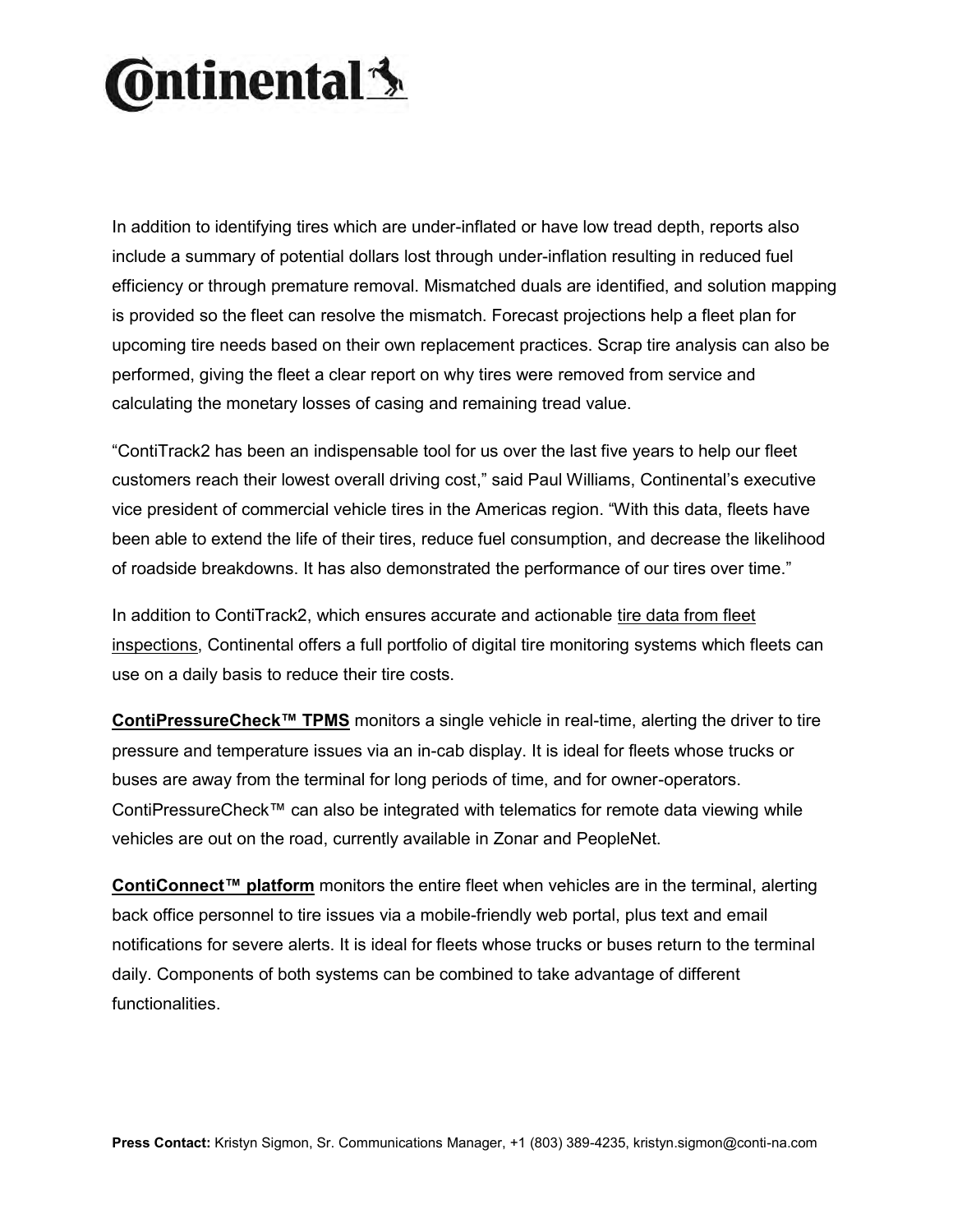In addition to identifying tires which are under-inflated or have low tread depth, reports also include a summary of potential dollars lost through under-inflation resulting in reduced fuel efficiency or through premature removal. Mismatched duals are identified, and solution mapping is provided so the fleet can resolve the mismatch. Forecast projections help a fleet plan for upcoming tire needs based on their own replacement practices. Scrap tire analysis can also be performed, giving the fleet a clear report on why tires were removed from service and calculating the monetary losses of casing and remaining tread value.

"ContiTrack2 has been an indispensable tool for us over the last five years to help our fleet customers reach their lowest overall driving cost," said Paul Williams, Continental's executive vice president of commercial vehicle tires in the Americas region. "With this data, fleets have been able to extend the life of their tires, reduce fuel consumption, and decrease the likelihood of roadside breakdowns. It has also demonstrated the performance of our tires over time."

In addition to ContiTrack2, which ensures accurate and actionable tire data from fleet inspections, Continental offers a full portfolio of digital tire monitoring systems which fleets can use on a daily basis to reduce their tire costs.

**ContiPressureCheck™ TPMS** monitors a single vehicle in real-time, alerting the driver to tire pressure and temperature issues via an in-cab display. It is ideal for fleets whose trucks or buses are away from the terminal for long periods of time, and for owner-operators. ContiPressureCheck™ can also be integrated with telematics for remote data viewing while vehicles are out on the road, currently available in Zonar and PeopleNet.

**ContiConnect™ platform** monitors the entire fleet when vehicles are in the terminal, alerting back office personnel to tire issues via a mobile-friendly web portal, plus text and email notifications for severe alerts. It is ideal for fleets whose trucks or buses return to the terminal daily. Components of both systems can be combined to take advantage of different functionalities.

**Press Contact:** Kristyn Sigmon, Sr. Communications Manager, +1 (803) 389-4235, kristyn.sigmon@conti-na.com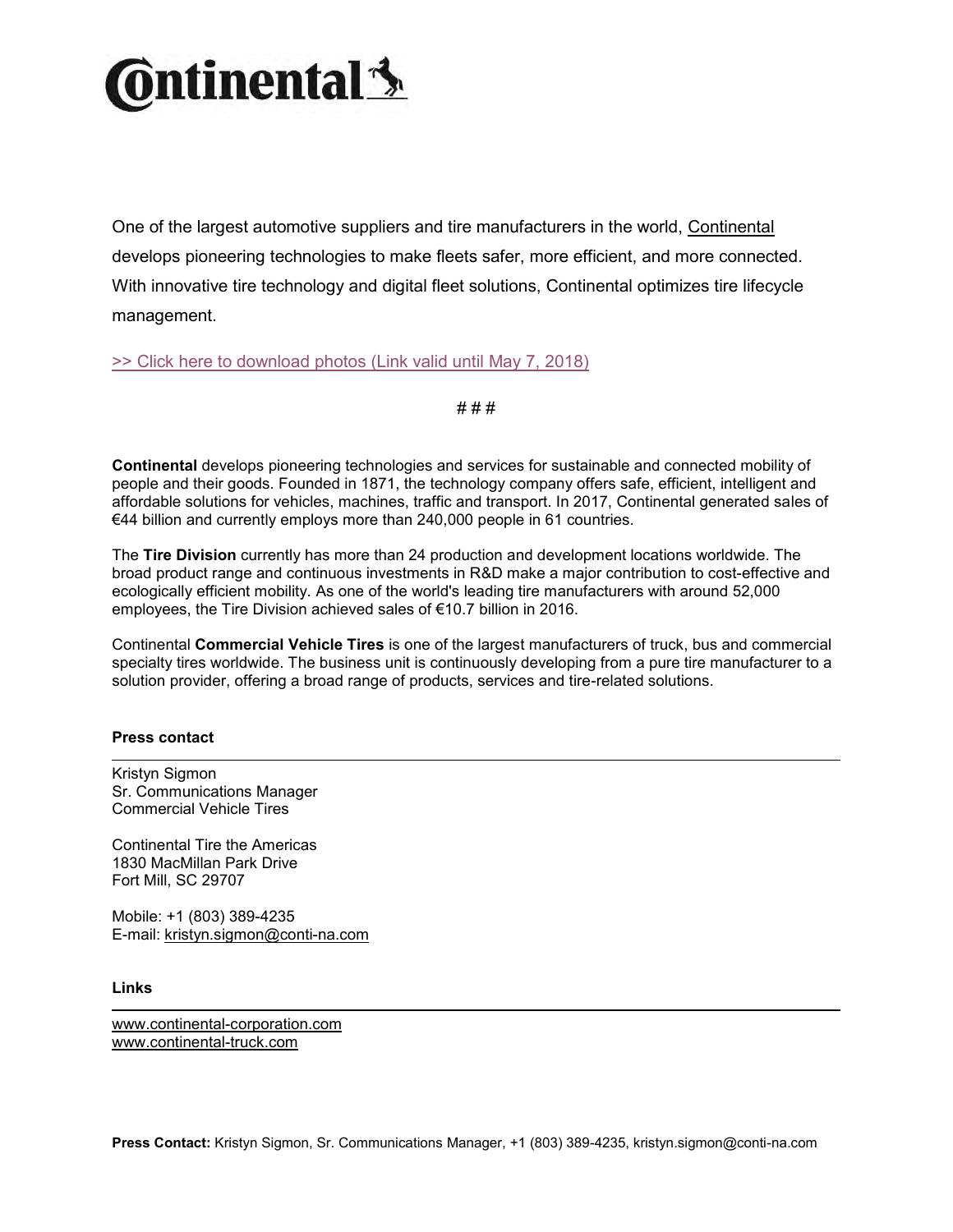One of the largest automotive suppliers and tire manufacturers in the world, Continental develops pioneering technologies to make fleets safer, more efficient, and more connected. With innovative tire technology and digital fleet solutions, Continental optimizes tire lifecycle management.

>> Click here to download photos (Link valid until May 7, 2018)

# # #

**Continental** develops pioneering technologies and services for sustainable and connected mobility of people and their goods. Founded in 1871, the technology company offers safe, efficient, intelligent and affordable solutions for vehicles, machines, traffic and transport. In 2017, Continental generated sales of €44 billion and currently employs more than 240,000 people in 61 countries.

The **Tire Division** currently has more than 24 production and development locations worldwide. The broad product range and continuous investments in R&D make a major contribution to cost-effective and ecologically efficient mobility. As one of the world's leading tire manufacturers with around 52,000 employees, the Tire Division achieved sales of €10.7 billion in 2016.

Continental **Commercial Vehicle Tires** is one of the largest manufacturers of truck, bus and commercial specialty tires worldwide. The business unit is continuously developing from a pure tire manufacturer to a solution provider, offering a broad range of products, services and tire-related solutions.

**Press contact**

Kristyn Sigmon
Sr. Communications Manager
Commercial Vehicle Tires

Continental Tire the Americas
1830 MacMillan Park Drive
Fort Mill, SC 29707

Mobile: +1 (803) 389-4235
E-mail: kristyn.sigmon@conti-na.com

**Links**

www.continental-corporation.com
www.continental-truck.com